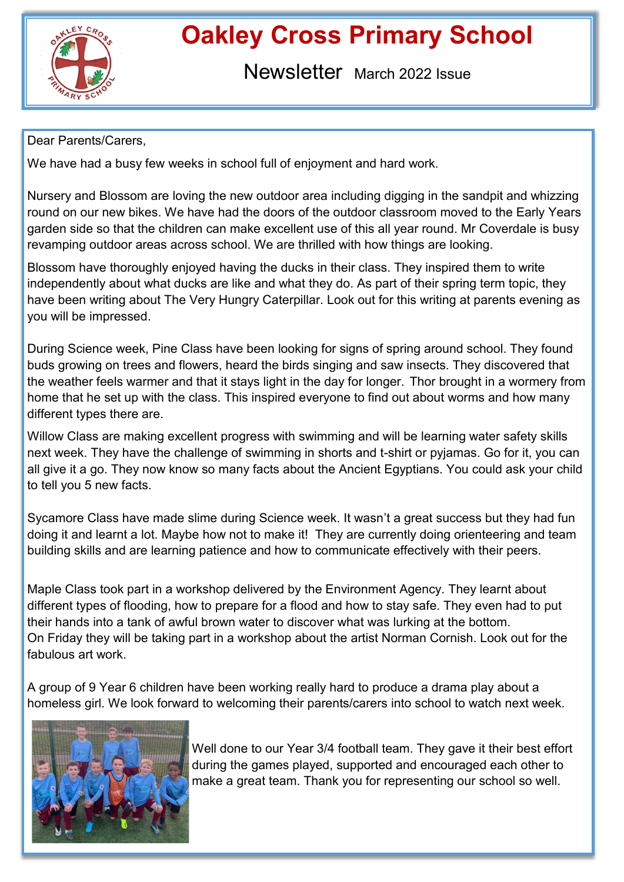# Oakley Cross Primary School

## Newsletter March 2022 Issue

Dear Parents/Carers,

We have had a busy few weeks in school full of enjoyment and hard work.

Nursery and Blossom are loving the new outdoor area including digging in the sandpit and whizzing round on our new bikes. We have had the doors of the outdoor classroom moved to the Early Years garden side so that the children can make excellent use of this all year round. Mr Coverdale is busy revamping outdoor areas across school. We are thrilled with how things are looking.

Blossom have thoroughly enjoyed having the ducks in their class. They inspired them to write independently about what ducks are like and what they do. As part of their spring term topic, they have been writing about The Very Hungry Caterpillar. Look out for this writing at parents evening as you will be impressed.

During Science week, Pine Class have been looking for signs of spring around school. They found buds growing on trees and flowers, heard the birds singing and saw insects. They discovered that the weather feels warmer and that it stays light in the day for longer. Thor brought in a wormery from home that he set up with the class. This inspired everyone to find out about worms and how many different types there are.

Willow Class are making excellent progress with swimming and will be learning water safety skills next week. They have the challenge of swimming in shorts and t-shirt or pyjamas. Go for it, you can all give it a go. They now know so many facts about the Ancient Egyptians. You could ask your child to tell you 5 new facts.

Sycamore Class have made slime during Science week. It wasn't a great success but they had fun doing it and learnt a lot. Maybe how not to make it! They are currently doing orienteering and team building skills and are learning patience and how to communicate effectively with their peers.

Maple Class took part in a workshop delivered by the Environment Agency. They learnt about different types of flooding, how to prepare for a flood and how to stay safe. They even had to put their hands into a tank of awful brown water to discover what was lurking at the bottom.
On Friday they will be taking part in a workshop about the artist Norman Cornish. Look out for the fabulous art work.

A group of 9 Year 6 children have been working really hard to produce a drama play about a homeless girl. We look forward to welcoming their parents/carers into school to watch next week.

Well done to our Year 3/4 football team. They gave it their best effort during the games played, supported and encouraged each other to make a great team. Thank you for representing our school so well.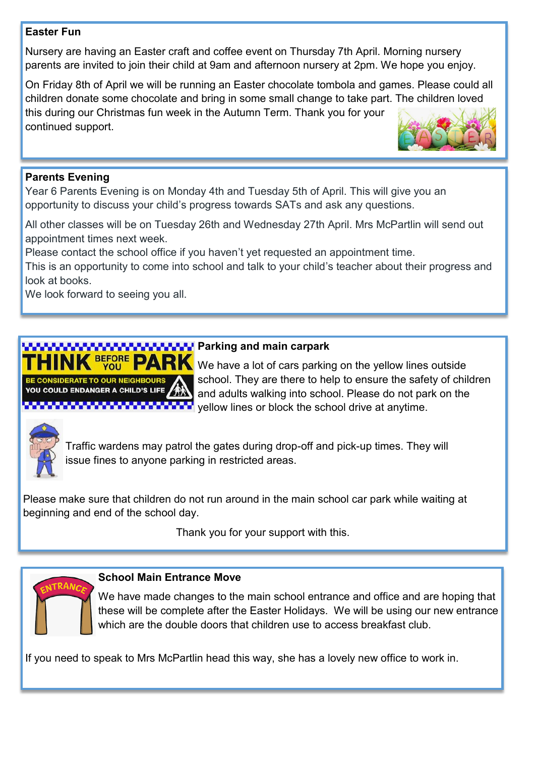## Easter Fun

Nursery are having an Easter craft and coffee event on Thursday 7th April. Morning nursery parents are invited to join their child at 9am and afternoon nursery at 2pm. We hope you enjoy.

On Friday 8th of April we will be running an Easter chocolate tombola and games. Please could all children donate some chocolate and bring in some small change to take part. The children loved this during our Christmas fun week in the Autumn Term. Thank you for your continued support.

## Parents Evening

Year 6 Parents Evening is on Monday 4th and Tuesday 5th of April. This will give you an opportunity to discuss your child's progress towards SATs and ask any questions.

All other classes will be on Tuesday 26th and Wednesday 27th April. Mrs McPartlin will send out appointment times next week.
Please contact the school office if you haven't yet requested an appointment time.
This is an opportunity to come into school and talk to your child's teacher about their progress and look at books.
We look forward to seeing you all.

## Parking and main carpark

We have a lot of cars parking on the yellow lines outside school. They are there to help to ensure the safety of children and adults walking into school. Please do not park on the yellow lines or block the school drive at anytime.

Traffic wardens may patrol the gates during drop-off and pick-up times. They will issue fines to anyone parking in restricted areas.

Please make sure that children do not run around in the main school car park while waiting at beginning and end of the school day.

Thank you for your support with this.

## School Main Entrance Move

We have made changes to the main school entrance and office and are hoping that these will be complete after the Easter Holidays. We will be using our new entrance which are the double doors that children use to access breakfast club.

If you need to speak to Mrs McPartlin head this way, she has a lovely new office to work in.